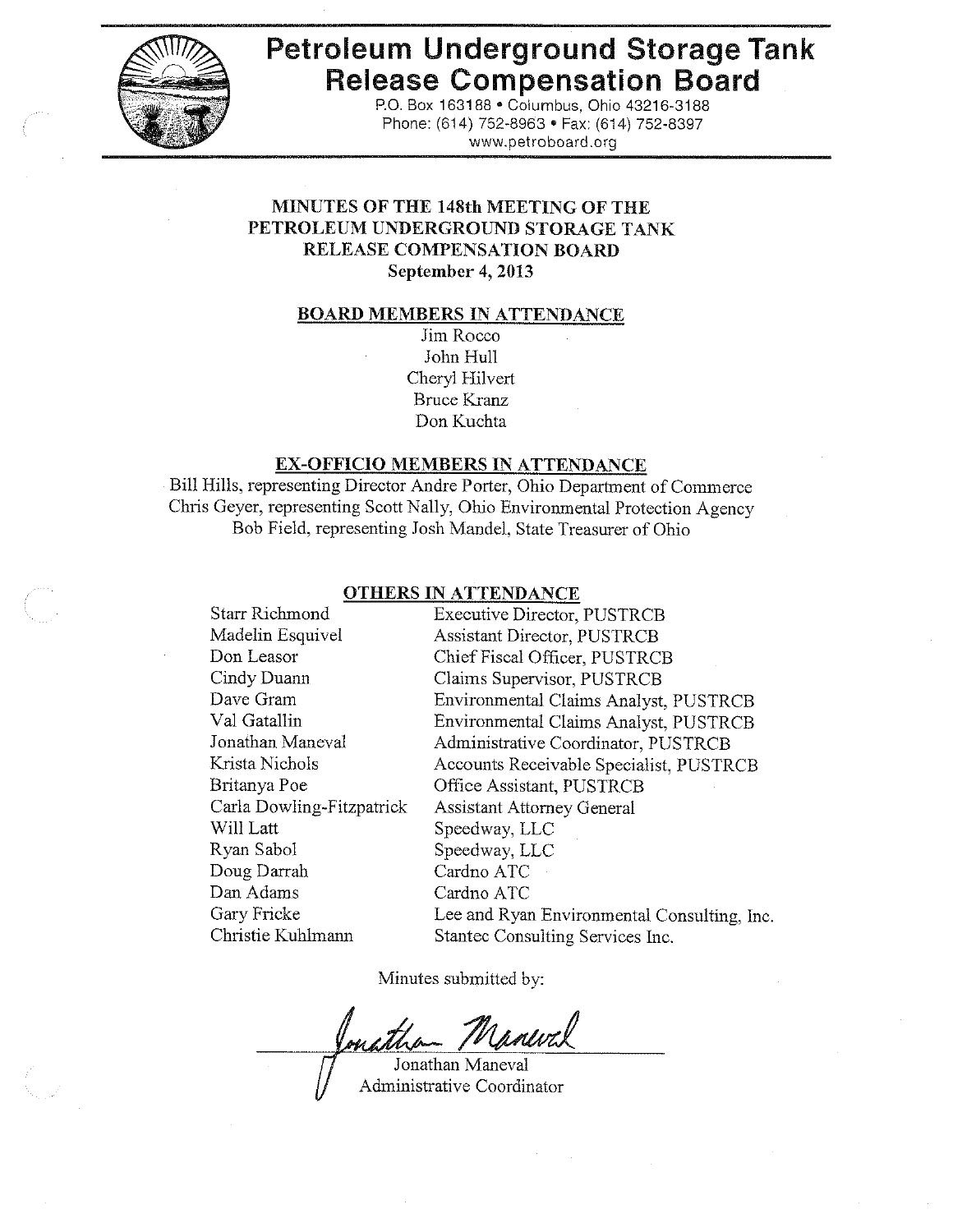# Petroleum Underground Storage Tank Release Compensation Board

P.O. Box 163188 • Columbus, Ohio 43216-3188
Phone: (614) 752-8963 • Fax: (614) 752-8397
www.petroboard.org

## MINUTES OF THE 148th MEETING OF THE PETROLEUM UNDERGROUND STORAGE TANK RELEASE COMPENSATION BOARD
**September 4, 2013**

### BOARD MEMBERS IN ATTENDANCE

Jim Rocco
John Hull
Cheryl Hilvert
Bruce Kranz
Don Kuchta

### EX-OFFICIO MEMBERS IN ATTENDANCE

Bill Hills, representing Director Andre Porter, Ohio Department of Commerce
Chris Geyer, representing Scott Nally, Ohio Environmental Protection Agency
Bob Field, representing Josh Mandel, State Treasurer of Ohio

### OTHERS IN ATTENDANCE

| | |
|---|---|
| Starr Richmond | Executive Director, PUSTRCB |
| Madelin Esquivel | Assistant Director, PUSTRCB |
| Don Leasor | Chief Fiscal Officer, PUSTRCB |
| Cindy Duann | Claims Supervisor, PUSTRCB |
| Dave Gram | Environmental Claims Analyst, PUSTRCB |
| Val Gatallin | Environmental Claims Analyst, PUSTRCB |
| Jonathan Maneval | Administrative Coordinator, PUSTRCB |
| Krista Nichols | Accounts Receivable Specialist, PUSTRCB |
| Britanya Poe | Office Assistant, PUSTRCB |
| Carla Dowling-Fitzpatrick | Assistant Attorney General |
| Will Latt | Speedway, LLC |
| Ryan Sabol | Speedway, LLC |
| Doug Darrah | Cardno ATC |
| Dan Adams | Cardno ATC |
| Gary Fricke | Lee and Ryan Environmental Consulting, Inc. |
| Christie Kuhlmann | Stantec Consulting Services Inc. |

Minutes submitted by:

Jonathan Maneval
Administrative Coordinator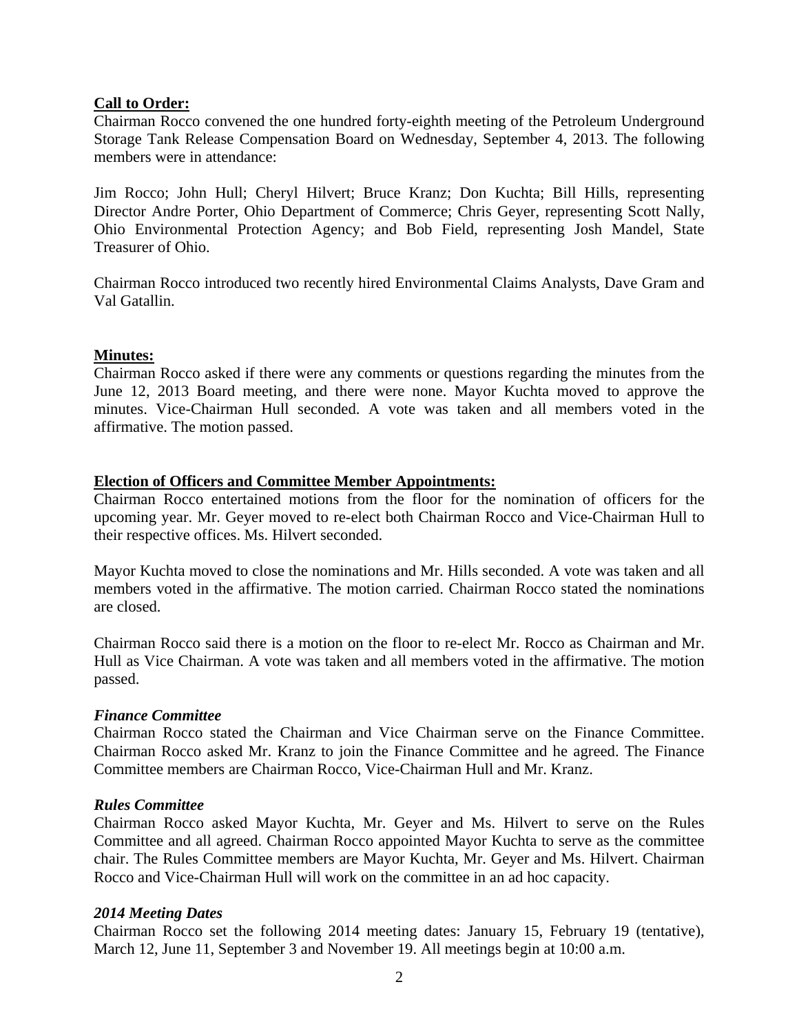**Call to Order:**

Chairman Rocco convened the one hundred forty-eighth meeting of the Petroleum Underground Storage Tank Release Compensation Board on Wednesday, September 4, 2013. The following members were in attendance:

Jim Rocco; John Hull; Cheryl Hilvert; Bruce Kranz; Don Kuchta; Bill Hills, representing Director Andre Porter, Ohio Department of Commerce; Chris Geyer, representing Scott Nally, Ohio Environmental Protection Agency; and Bob Field, representing Josh Mandel, State Treasurer of Ohio.

Chairman Rocco introduced two recently hired Environmental Claims Analysts, Dave Gram and Val Gatallin.

**Minutes:**

Chairman Rocco asked if there were any comments or questions regarding the minutes from the June 12, 2013 Board meeting, and there were none. Mayor Kuchta moved to approve the minutes. Vice-Chairman Hull seconded. A vote was taken and all members voted in the affirmative. The motion passed.

**Election of Officers and Committee Member Appointments:**

Chairman Rocco entertained motions from the floor for the nomination of officers for the upcoming year. Mr. Geyer moved to re-elect both Chairman Rocco and Vice-Chairman Hull to their respective offices. Ms. Hilvert seconded.

Mayor Kuchta moved to close the nominations and Mr. Hills seconded. A vote was taken and all members voted in the affirmative. The motion carried. Chairman Rocco stated the nominations are closed.

Chairman Rocco said there is a motion on the floor to re-elect Mr. Rocco as Chairman and Mr. Hull as Vice Chairman. A vote was taken and all members voted in the affirmative. The motion passed.

***Finance Committee***

Chairman Rocco stated the Chairman and Vice Chairman serve on the Finance Committee. Chairman Rocco asked Mr. Kranz to join the Finance Committee and he agreed. The Finance Committee members are Chairman Rocco, Vice-Chairman Hull and Mr. Kranz.

***Rules Committee***

Chairman Rocco asked Mayor Kuchta, Mr. Geyer and Ms. Hilvert to serve on the Rules Committee and all agreed. Chairman Rocco appointed Mayor Kuchta to serve as the committee chair. The Rules Committee members are Mayor Kuchta, Mr. Geyer and Ms. Hilvert. Chairman Rocco and Vice-Chairman Hull will work on the committee in an ad hoc capacity.

***2014 Meeting Dates***

Chairman Rocco set the following 2014 meeting dates: January 15, February 19 (tentative), March 12, June 11, September 3 and November 19. All meetings begin at 10:00 a.m.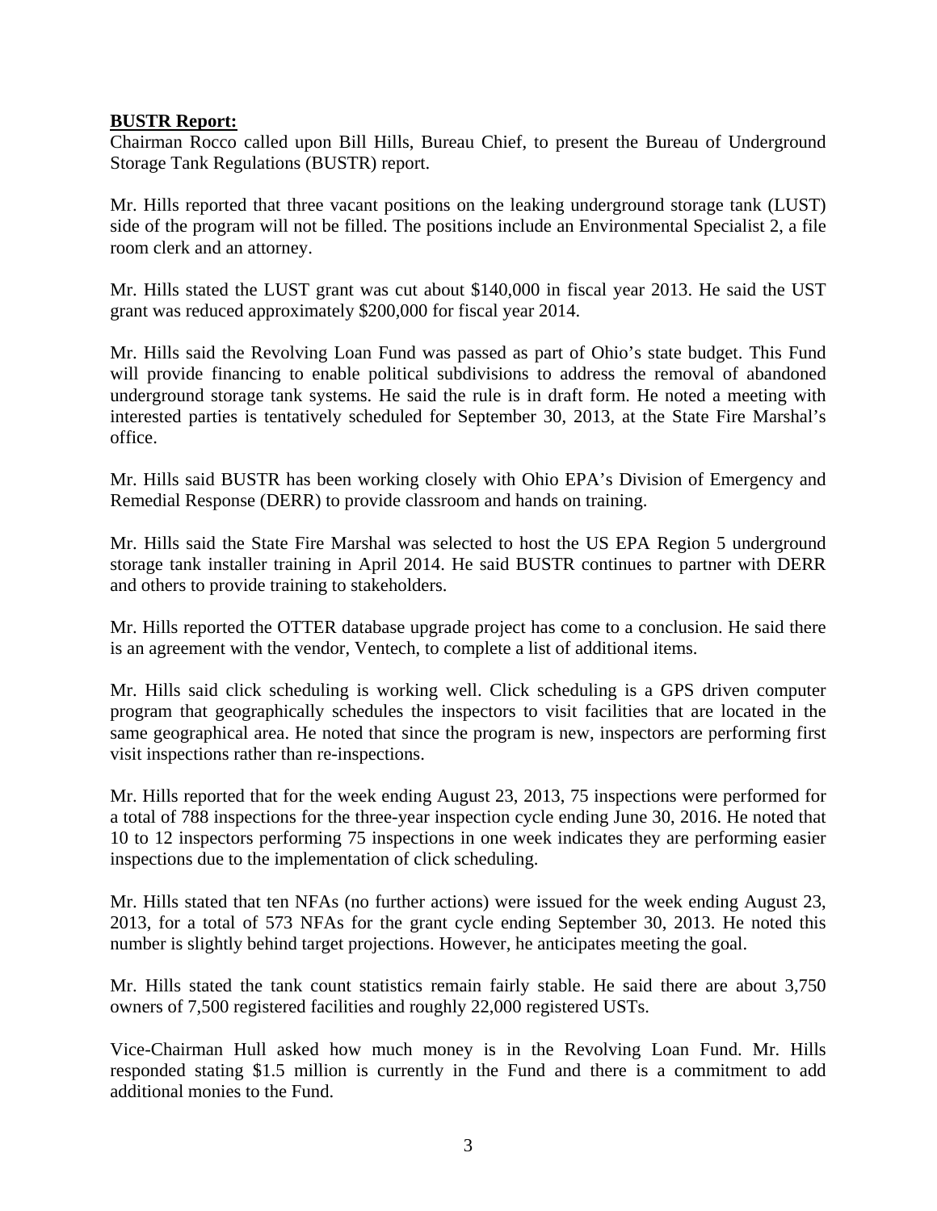**BUSTR Report:**

Chairman Rocco called upon Bill Hills, Bureau Chief, to present the Bureau of Underground Storage Tank Regulations (BUSTR) report.

Mr. Hills reported that three vacant positions on the leaking underground storage tank (LUST) side of the program will not be filled. The positions include an Environmental Specialist 2, a file room clerk and an attorney.

Mr. Hills stated the LUST grant was cut about $140,000 in fiscal year 2013. He said the UST grant was reduced approximately $200,000 for fiscal year 2014.

Mr. Hills said the Revolving Loan Fund was passed as part of Ohio's state budget. This Fund will provide financing to enable political subdivisions to address the removal of abandoned underground storage tank systems. He said the rule is in draft form. He noted a meeting with interested parties is tentatively scheduled for September 30, 2013, at the State Fire Marshal's office.

Mr. Hills said BUSTR has been working closely with Ohio EPA's Division of Emergency and Remedial Response (DERR) to provide classroom and hands on training.

Mr. Hills said the State Fire Marshal was selected to host the US EPA Region 5 underground storage tank installer training in April 2014. He said BUSTR continues to partner with DERR and others to provide training to stakeholders.

Mr. Hills reported the OTTER database upgrade project has come to a conclusion. He said there is an agreement with the vendor, Ventech, to complete a list of additional items.

Mr. Hills said click scheduling is working well. Click scheduling is a GPS driven computer program that geographically schedules the inspectors to visit facilities that are located in the same geographical area. He noted that since the program is new, inspectors are performing first visit inspections rather than re-inspections.

Mr. Hills reported that for the week ending August 23, 2013, 75 inspections were performed for a total of 788 inspections for the three-year inspection cycle ending June 30, 2016. He noted that 10 to 12 inspectors performing 75 inspections in one week indicates they are performing easier inspections due to the implementation of click scheduling.

Mr. Hills stated that ten NFAs (no further actions) were issued for the week ending August 23, 2013, for a total of 573 NFAs for the grant cycle ending September 30, 2013. He noted this number is slightly behind target projections. However, he anticipates meeting the goal.

Mr. Hills stated the tank count statistics remain fairly stable. He said there are about 3,750 owners of 7,500 registered facilities and roughly 22,000 registered USTs.

Vice-Chairman Hull asked how much money is in the Revolving Loan Fund. Mr. Hills responded stating $1.5 million is currently in the Fund and there is a commitment to add additional monies to the Fund.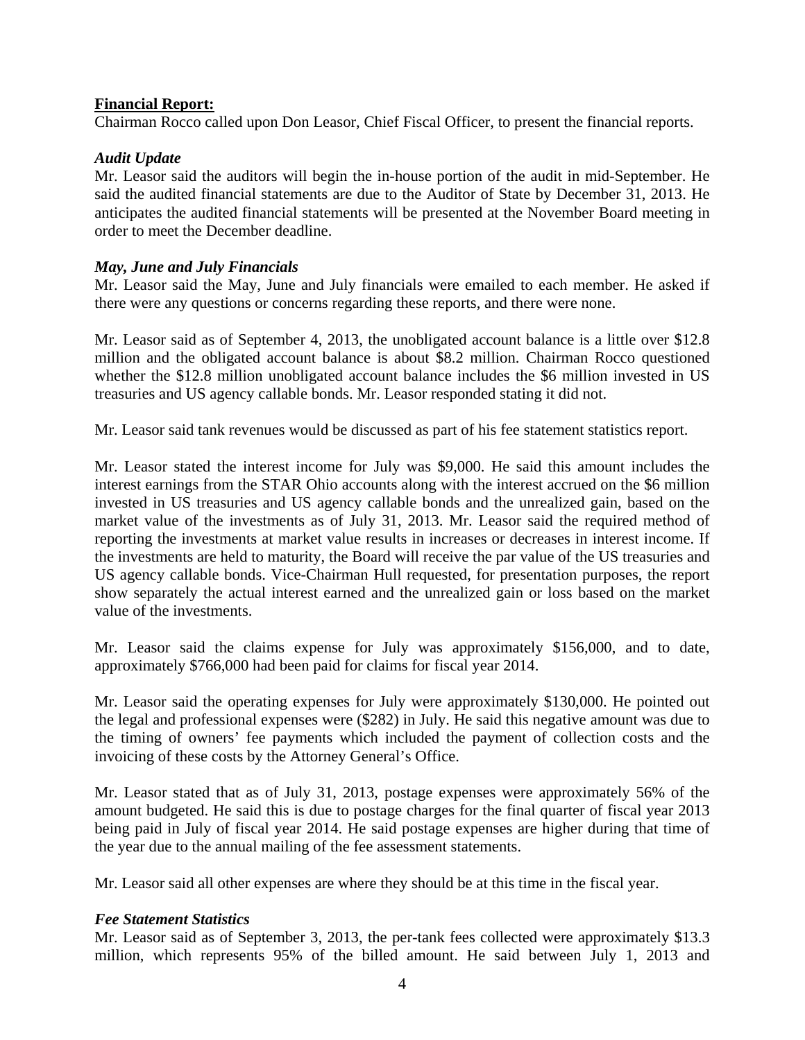**Financial Report:**

Chairman Rocco called upon Don Leasor, Chief Fiscal Officer, to present the financial reports.

***Audit Update***

Mr. Leasor said the auditors will begin the in-house portion of the audit in mid-September. He said the audited financial statements are due to the Auditor of State by December 31, 2013. He anticipates the audited financial statements will be presented at the November Board meeting in order to meet the December deadline.

***May, June and July Financials***

Mr. Leasor said the May, June and July financials were emailed to each member. He asked if there were any questions or concerns regarding these reports, and there were none.

Mr. Leasor said as of September 4, 2013, the unobligated account balance is a little over $12.8 million and the obligated account balance is about $8.2 million. Chairman Rocco questioned whether the $12.8 million unobligated account balance includes the $6 million invested in US treasuries and US agency callable bonds. Mr. Leasor responded stating it did not.

Mr. Leasor said tank revenues would be discussed as part of his fee statement statistics report.

Mr. Leasor stated the interest income for July was $9,000. He said this amount includes the interest earnings from the STAR Ohio accounts along with the interest accrued on the $6 million invested in US treasuries and US agency callable bonds and the unrealized gain, based on the market value of the investments as of July 31, 2013. Mr. Leasor said the required method of reporting the investments at market value results in increases or decreases in interest income. If the investments are held to maturity, the Board will receive the par value of the US treasuries and US agency callable bonds. Vice-Chairman Hull requested, for presentation purposes, the report show separately the actual interest earned and the unrealized gain or loss based on the market value of the investments.

Mr. Leasor said the claims expense for July was approximately $156,000, and to date, approximately $766,000 had been paid for claims for fiscal year 2014.

Mr. Leasor said the operating expenses for July were approximately $130,000. He pointed out the legal and professional expenses were ($282) in July. He said this negative amount was due to the timing of owners' fee payments which included the payment of collection costs and the invoicing of these costs by the Attorney General's Office.

Mr. Leasor stated that as of July 31, 2013, postage expenses were approximately 56% of the amount budgeted. He said this is due to postage charges for the final quarter of fiscal year 2013 being paid in July of fiscal year 2014. He said postage expenses are higher during that time of the year due to the annual mailing of the fee assessment statements.

Mr. Leasor said all other expenses are where they should be at this time in the fiscal year.

***Fee Statement Statistics***

Mr. Leasor said as of September 3, 2013, the per-tank fees collected were approximately $13.3 million, which represents 95% of the billed amount. He said between July 1, 2013 and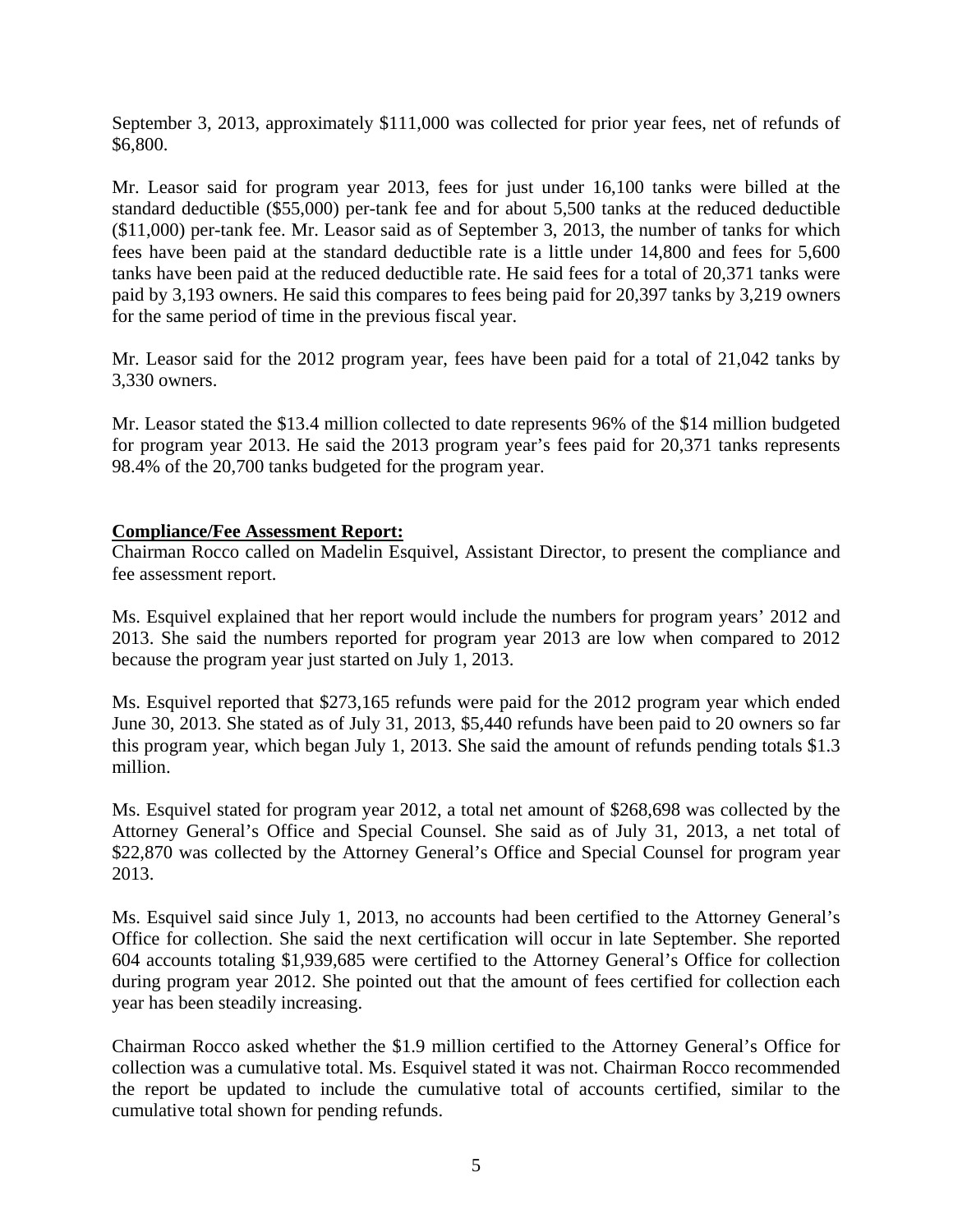September 3, 2013, approximately $111,000 was collected for prior year fees, net of refunds of $6,800.

Mr. Leasor said for program year 2013, fees for just under 16,100 tanks were billed at the standard deductible ($55,000) per-tank fee and for about 5,500 tanks at the reduced deductible ($11,000) per-tank fee. Mr. Leasor said as of September 3, 2013, the number of tanks for which fees have been paid at the standard deductible rate is a little under 14,800 and fees for 5,600 tanks have been paid at the reduced deductible rate. He said fees for a total of 20,371 tanks were paid by 3,193 owners. He said this compares to fees being paid for 20,397 tanks by 3,219 owners for the same period of time in the previous fiscal year.

Mr. Leasor said for the 2012 program year, fees have been paid for a total of 21,042 tanks by 3,330 owners.

Mr. Leasor stated the $13.4 million collected to date represents 96% of the $14 million budgeted for program year 2013. He said the 2013 program year's fees paid for 20,371 tanks represents 98.4% of the 20,700 tanks budgeted for the program year.

**Compliance/Fee Assessment Report:**

Chairman Rocco called on Madelin Esquivel, Assistant Director, to present the compliance and fee assessment report.

Ms. Esquivel explained that her report would include the numbers for program years' 2012 and 2013. She said the numbers reported for program year 2013 are low when compared to 2012 because the program year just started on July 1, 2013.

Ms. Esquivel reported that $273,165 refunds were paid for the 2012 program year which ended June 30, 2013. She stated as of July 31, 2013, $5,440 refunds have been paid to 20 owners so far this program year, which began July 1, 2013. She said the amount of refunds pending totals $1.3 million.

Ms. Esquivel stated for program year 2012, a total net amount of $268,698 was collected by the Attorney General's Office and Special Counsel. She said as of July 31, 2013, a net total of $22,870 was collected by the Attorney General's Office and Special Counsel for program year 2013.

Ms. Esquivel said since July 1, 2013, no accounts had been certified to the Attorney General's Office for collection. She said the next certification will occur in late September. She reported 604 accounts totaling $1,939,685 were certified to the Attorney General's Office for collection during program year 2012. She pointed out that the amount of fees certified for collection each year has been steadily increasing.

Chairman Rocco asked whether the $1.9 million certified to the Attorney General's Office for collection was a cumulative total. Ms. Esquivel stated it was not. Chairman Rocco recommended the report be updated to include the cumulative total of accounts certified, similar to the cumulative total shown for pending refunds.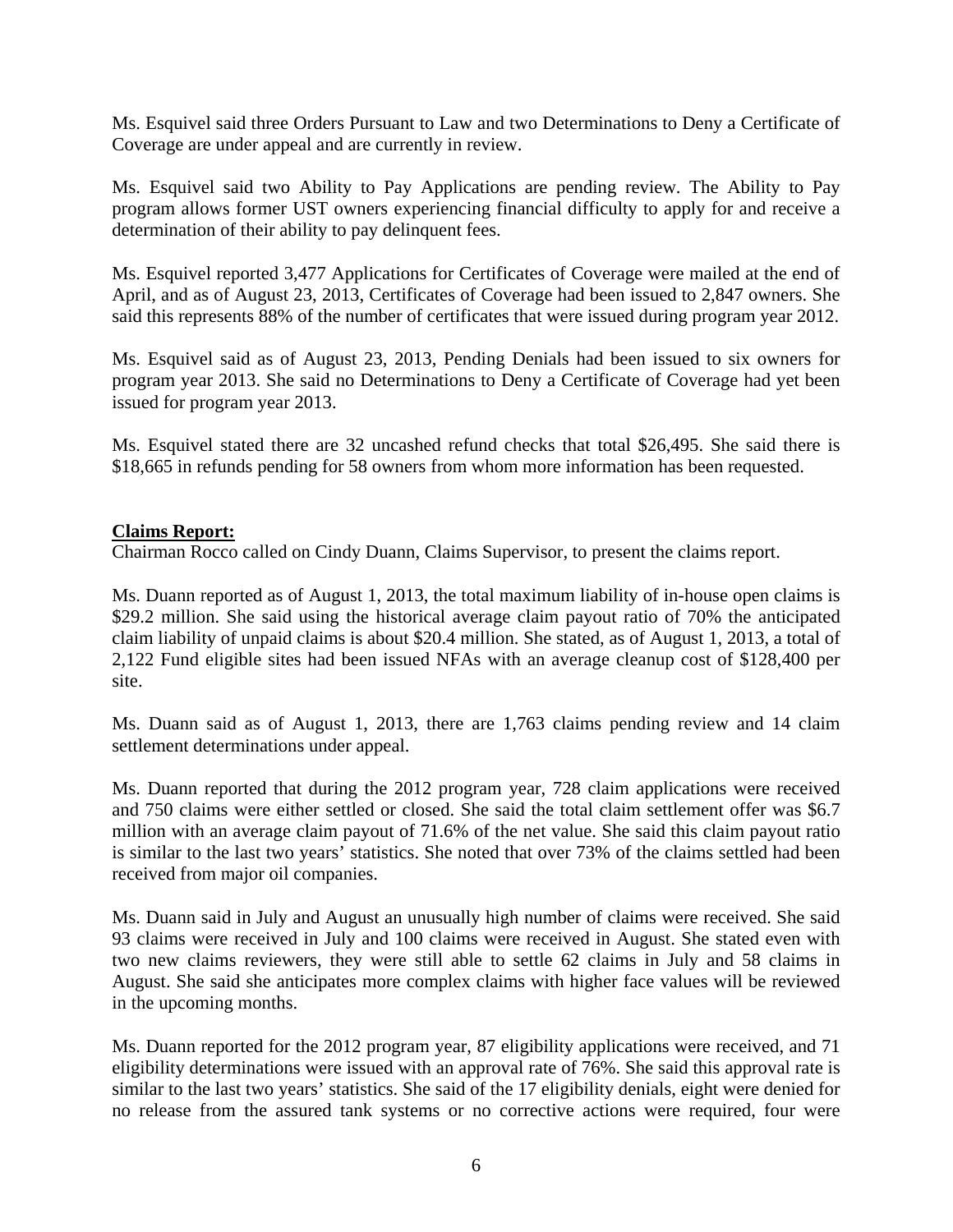Ms. Esquivel said three Orders Pursuant to Law and two Determinations to Deny a Certificate of Coverage are under appeal and are currently in review.

Ms. Esquivel said two Ability to Pay Applications are pending review. The Ability to Pay program allows former UST owners experiencing financial difficulty to apply for and receive a determination of their ability to pay delinquent fees.

Ms. Esquivel reported 3,477 Applications for Certificates of Coverage were mailed at the end of April, and as of August 23, 2013, Certificates of Coverage had been issued to 2,847 owners. She said this represents 88% of the number of certificates that were issued during program year 2012.

Ms. Esquivel said as of August 23, 2013, Pending Denials had been issued to six owners for program year 2013. She said no Determinations to Deny a Certificate of Coverage had yet been issued for program year 2013.

Ms. Esquivel stated there are 32 uncashed refund checks that total $26,495. She said there is $18,665 in refunds pending for 58 owners from whom more information has been requested.

**Claims Report:**

Chairman Rocco called on Cindy Duann, Claims Supervisor, to present the claims report.

Ms. Duann reported as of August 1, 2013, the total maximum liability of in-house open claims is $29.2 million. She said using the historical average claim payout ratio of 70% the anticipated claim liability of unpaid claims is about $20.4 million. She stated, as of August 1, 2013, a total of 2,122 Fund eligible sites had been issued NFAs with an average cleanup cost of $128,400 per site.

Ms. Duann said as of August 1, 2013, there are 1,763 claims pending review and 14 claim settlement determinations under appeal.

Ms. Duann reported that during the 2012 program year, 728 claim applications were received and 750 claims were either settled or closed. She said the total claim settlement offer was $6.7 million with an average claim payout of 71.6% of the net value. She said this claim payout ratio is similar to the last two years' statistics. She noted that over 73% of the claims settled had been received from major oil companies.

Ms. Duann said in July and August an unusually high number of claims were received. She said 93 claims were received in July and 100 claims were received in August. She stated even with two new claims reviewers, they were still able to settle 62 claims in July and 58 claims in August. She said she anticipates more complex claims with higher face values will be reviewed in the upcoming months.

Ms. Duann reported for the 2012 program year, 87 eligibility applications were received, and 71 eligibility determinations were issued with an approval rate of 76%. She said this approval rate is similar to the last two years' statistics. She said of the 17 eligibility denials, eight were denied for no release from the assured tank systems or no corrective actions were required, four were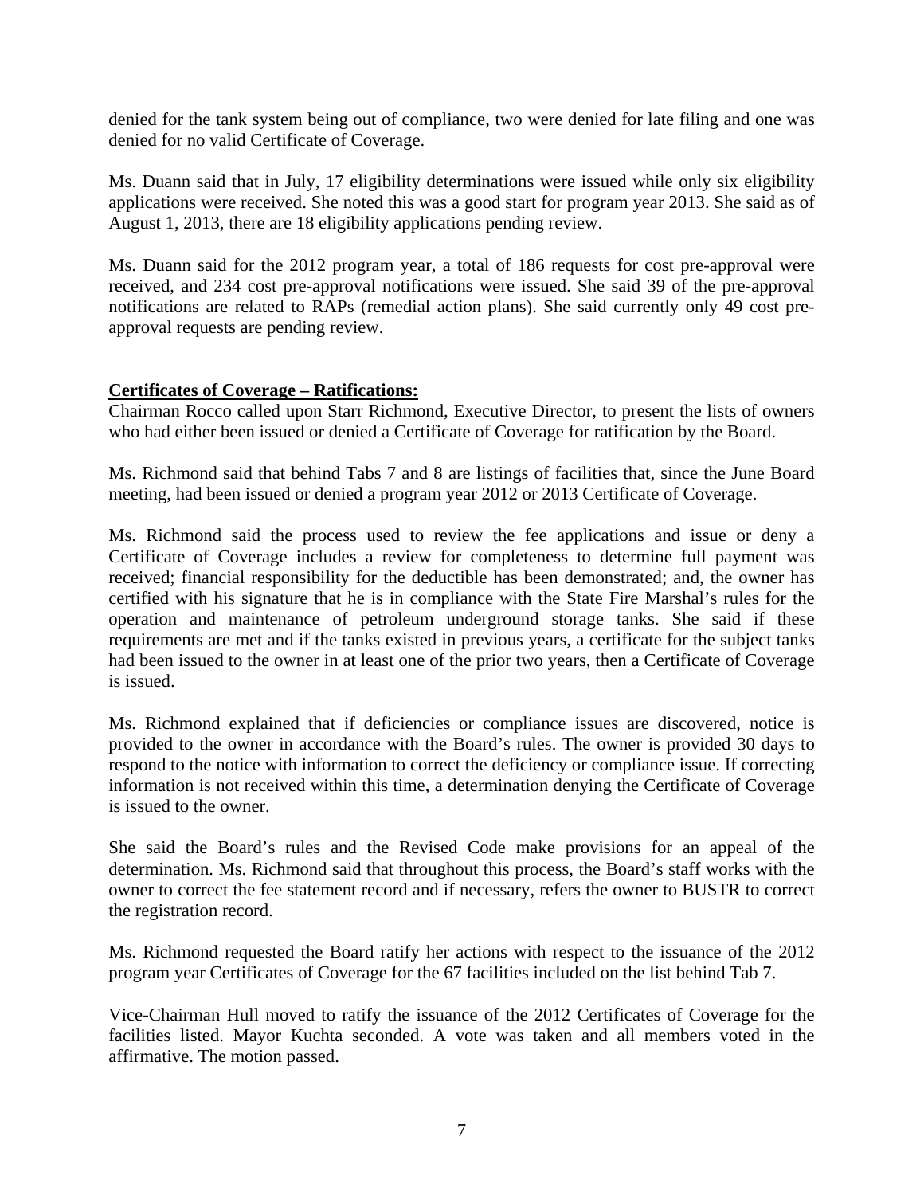denied for the tank system being out of compliance, two were denied for late filing and one was denied for no valid Certificate of Coverage.

Ms. Duann said that in July, 17 eligibility determinations were issued while only six eligibility applications were received. She noted this was a good start for program year 2013. She said as of August 1, 2013, there are 18 eligibility applications pending review.

Ms. Duann said for the 2012 program year, a total of 186 requests for cost pre-approval were received, and 234 cost pre-approval notifications were issued. She said 39 of the pre-approval notifications are related to RAPs (remedial action plans). She said currently only 49 cost pre-approval requests are pending review.

**Certificates of Coverage – Ratifications:**

Chairman Rocco called upon Starr Richmond, Executive Director, to present the lists of owners who had either been issued or denied a Certificate of Coverage for ratification by the Board.

Ms. Richmond said that behind Tabs 7 and 8 are listings of facilities that, since the June Board meeting, had been issued or denied a program year 2012 or 2013 Certificate of Coverage.

Ms. Richmond said the process used to review the fee applications and issue or deny a Certificate of Coverage includes a review for completeness to determine full payment was received; financial responsibility for the deductible has been demonstrated; and, the owner has certified with his signature that he is in compliance with the State Fire Marshal's rules for the operation and maintenance of petroleum underground storage tanks. She said if these requirements are met and if the tanks existed in previous years, a certificate for the subject tanks had been issued to the owner in at least one of the prior two years, then a Certificate of Coverage is issued.

Ms. Richmond explained that if deficiencies or compliance issues are discovered, notice is provided to the owner in accordance with the Board's rules. The owner is provided 30 days to respond to the notice with information to correct the deficiency or compliance issue. If correcting information is not received within this time, a determination denying the Certificate of Coverage is issued to the owner.

She said the Board's rules and the Revised Code make provisions for an appeal of the determination. Ms. Richmond said that throughout this process, the Board's staff works with the owner to correct the fee statement record and if necessary, refers the owner to BUSTR to correct the registration record.

Ms. Richmond requested the Board ratify her actions with respect to the issuance of the 2012 program year Certificates of Coverage for the 67 facilities included on the list behind Tab 7.

Vice-Chairman Hull moved to ratify the issuance of the 2012 Certificates of Coverage for the facilities listed. Mayor Kuchta seconded. A vote was taken and all members voted in the affirmative. The motion passed.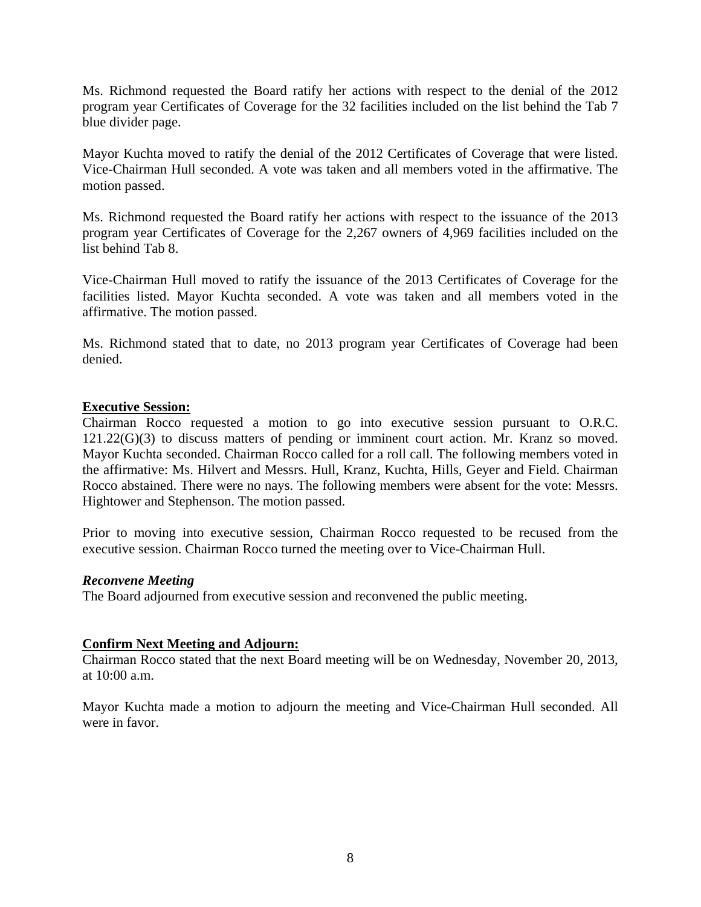Ms. Richmond requested the Board ratify her actions with respect to the denial of the 2012 program year Certificates of Coverage for the 32 facilities included on the list behind the Tab 7 blue divider page.

Mayor Kuchta moved to ratify the denial of the 2012 Certificates of Coverage that were listed. Vice-Chairman Hull seconded. A vote was taken and all members voted in the affirmative. The motion passed.

Ms. Richmond requested the Board ratify her actions with respect to the issuance of the 2013 program year Certificates of Coverage for the 2,267 owners of 4,969 facilities included on the list behind Tab 8.

Vice-Chairman Hull moved to ratify the issuance of the 2013 Certificates of Coverage for the facilities listed. Mayor Kuchta seconded. A vote was taken and all members voted in the affirmative. The motion passed.

Ms. Richmond stated that to date, no 2013 program year Certificates of Coverage had been denied.

**Executive Session:**

Chairman Rocco requested a motion to go into executive session pursuant to O.R.C. 121.22(G)(3) to discuss matters of pending or imminent court action. Mr. Kranz so moved. Mayor Kuchta seconded. Chairman Rocco called for a roll call. The following members voted in the affirmative: Ms. Hilvert and Messrs. Hull, Kranz, Kuchta, Hills, Geyer and Field. Chairman Rocco abstained. There were no nays. The following members were absent for the vote: Messrs. Hightower and Stephenson. The motion passed.

Prior to moving into executive session, Chairman Rocco requested to be recused from the executive session. Chairman Rocco turned the meeting over to Vice-Chairman Hull.

***Reconvene Meeting***

The Board adjourned from executive session and reconvened the public meeting.

**Confirm Next Meeting and Adjourn:**

Chairman Rocco stated that the next Board meeting will be on Wednesday, November 20, 2013, at 10:00 a.m.

Mayor Kuchta made a motion to adjourn the meeting and Vice-Chairman Hull seconded. All were in favor.